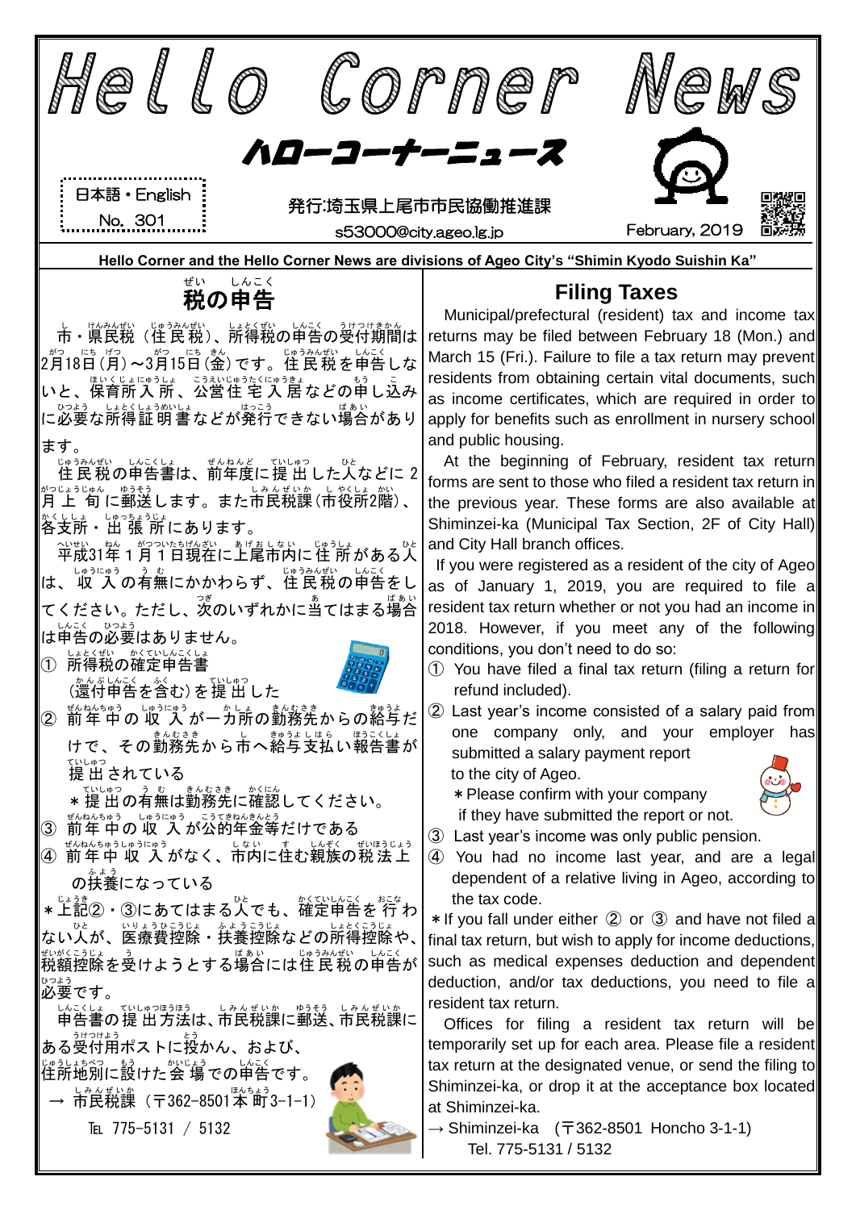# Hello Corner News

## ハローコーナーニュース

日本語・English
No. 301

発行:埼玉県上尾市市民協働推進課
s53000@city.ageo.lg.jp

February, 2019

**Hello Corner and the Hello Corner News are divisions of Ageo City's "Shimin Kyodo Suishin Ka"**

## 税の申告

市・県民税（住民税）、所得税の申告の受付期間は2月18日（月）～3月15日（金）です。住民税を申告しないと、保育所入所、公営住宅入居などの申し込みに必要な所得証明書などが発行できない場合があります。

住民税の申告書は、前年度に提出した人などに2月上旬に郵送します。また市民税課（市役所2階）、各支所・出張所にあります。

平成31年1月1日現在に上尾市内に住所がある人は、収入の有無にかかわらず、住民税の申告をしてください。ただし、次のいずれかに当てはまる場合は申告の必要はありません。

① 所得税の確定申告書（還付申告を含む）を提出した
② 前年中の収入が一カ所の勤務先からの給与だけで、その勤務先から市へ給与支払い報告書が提出されている
　＊提出の有無は勤務先に確認してください。
③ 前年中の収入が公的年金等だけである
④ 前年中収入がなく、市内に住む親族の税法上の扶養になっている

＊上記②・③にあてはまる人でも、確定申告を行わない人が、医療費控除・扶養控除などの所得控除や、税額控除を受けようとする場合には住民税の申告が必要です。

申告書の提出方法は、市民税課に郵送、市民税課にある受付用ポストに投かん、および、住所地別に設けた会場での申告です。

→ 市民税課（〒362-8501本町3-1-1）
　℡ 775-5131 / 5132

## Filing Taxes

Municipal/prefectural (resident) tax and income tax returns may be filed between February 18 (Mon.) and March 15 (Fri.). Failure to file a tax return may prevent residents from obtaining certain vital documents, such as income certificates, which are required in order to apply for benefits such as enrollment in nursery school and public housing.

At the beginning of February, resident tax return forms are sent to those who filed a resident tax return in the previous year. These forms are also available at Shiminzei-ka (Municipal Tax Section, 2F of City Hall) and City Hall branch offices.

If you were registered as a resident of the city of Ageo as of January 1, 2019, you are required to file a resident tax return whether or not you had an income in 2018. However, if you meet any of the following conditions, you don't need to do so:

① You have filed a final tax return (filing a return for refund included).
② Last year's income consisted of a salary paid from one company only, and your employer has submitted a salary payment report to the city of Ageo.
　＊Please confirm with your company if they have submitted the report or not.
③ Last year's income was only public pension.
④ You had no income last year, and are a legal dependent of a relative living in Ageo, according to the tax code.

＊If you fall under either ② or ③ and have not filed a final tax return, but wish to apply for income deductions, such as medical expenses deduction and dependent deduction, and/or tax deductions, you need to file a resident tax return.

Offices for filing a resident tax return will be temporarily set up for each area. Please file a resident tax return at the designated venue, or send the filing to Shiminzei-ka, or drop it at the acceptance box located at Shiminzei-ka.

→ Shiminzei-ka (〒362-8501 Honcho 3-1-1)
　Tel. 775-5131 / 5132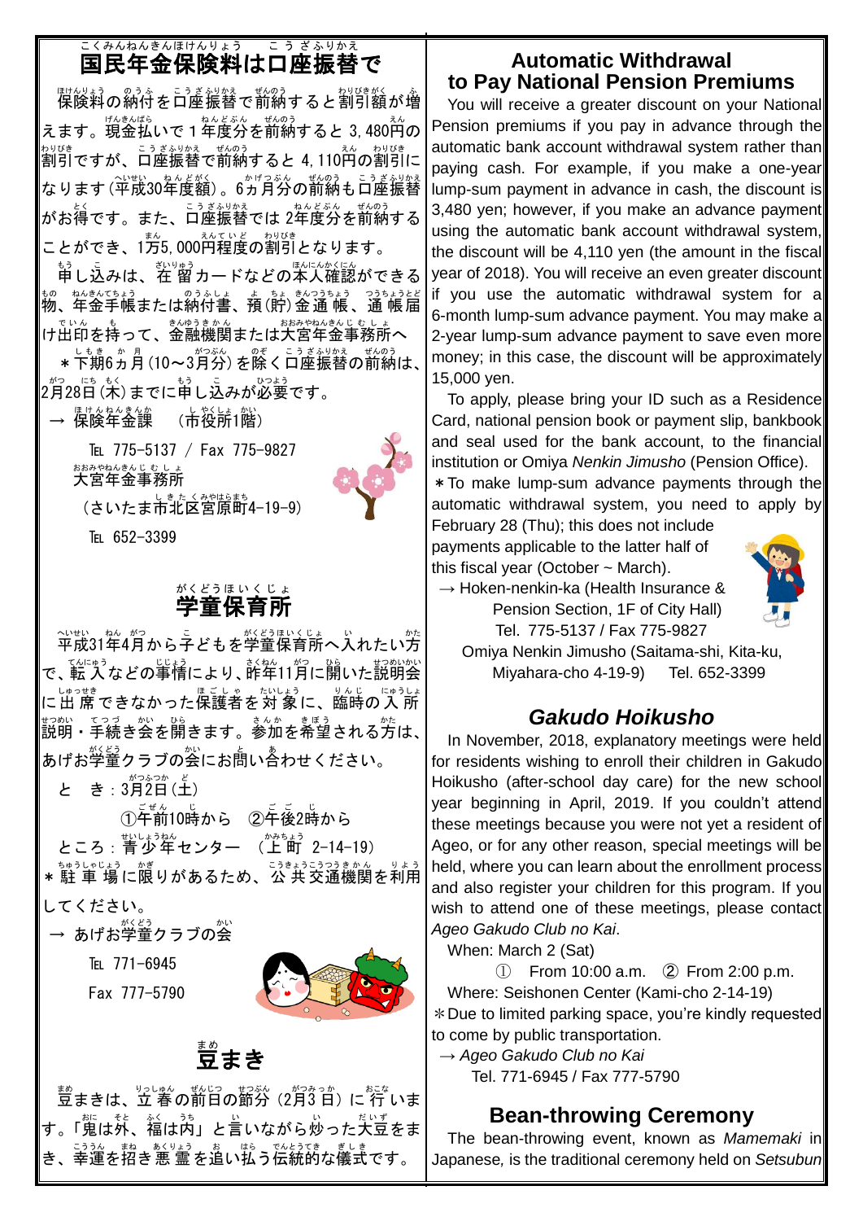## 国民年金保険料は口座振替で

保険料の納付を口座振替で前納すると割引額が増えます。現金払いで1年度分を前納すると3,480円の割引ですが、口座振替で前納すると4,110円の割引になります（平成30年度額）。6カ月分の前納も口座振替がお得です。また、口座振替では2年度分を前納することができ、1万5,000円程度の割引となります。

申し込みは、在留カードなどの本人確認ができる物、年金手帳または納付書、預（貯）金通帳、通帳届け出印を持って、金融機関または大宮年金事務所へ

＊下期6カ月（10～3月分）を除く口座振替の前納は、2月28日（木）までに申し込みが必要です。

→ 保険年金課　（市役所1階）

TEL 775-5137 / Fax 775-9827

大宮年金事務所

（さいたま市北区宮原町4-19-9）

TEL 652-3399

## 学童保育所

平成31年4月から子どもを学童保育所へ入れたい方で、転入などの事情により、昨年11月に開いた説明会に出席できなかった保護者を対象に、臨時の入所説明・手続き会を開きます。参加を希望される方は、あげお学童クラブの会にお問い合わせください。

と　き：3月2日（土）

①午前10時から　②午後2時から

ところ：青少年センター　（上町 2-14-19）

＊駐車場に限りがあるため、公共交通機関を利用してください。

→ あげお学童クラブの会

TEL 771-6945

Fax 777-5790

## 豆まき

豆まきは、立春の前日の節分（2月3日）に行います。「鬼は外、福は内」と言いながら炒った大豆をまき、幸運を招き悪霊を追い払う伝統的な儀式です。

## Automatic Withdrawal to Pay National Pension Premiums

You will receive a greater discount on your National Pension premiums if you pay in advance through the automatic bank account withdrawal system rather than paying cash. For example, if you make a one-year lump-sum payment in advance in cash, the discount is 3,480 yen; however, if you make an advance payment using the automatic bank account withdrawal system, the discount will be 4,110 yen (the amount in the fiscal year of 2018). You will receive an even greater discount if you use the automatic withdrawal system for a 6-month lump-sum advance payment. You may make a 2-year lump-sum advance payment to save even more money; in this case, the discount will be approximately 15,000 yen.

To apply, please bring your ID such as a Residence Card, national pension book or payment slip, bankbook and seal used for the bank account, to the financial institution or Omiya *Nenkin Jimusho* (Pension Office).

＊To make lump-sum advance payments through the automatic withdrawal system, you need to apply by February 28 (Thu); this does not include payments applicable to the latter half of this fiscal year (October ~ March).

→ Hoken-nenkin-ka (Health Insurance & Pension Section, 1F of City Hall)

Tel. 775-5137 / Fax 775-9827

Omiya Nenkin Jimusho (Saitama-shi, Kita-ku, Miyahara-cho 4-19-9)　Tel. 652-3399

## *Gakudo Hoikusho*

In November, 2018, explanatory meetings were held for residents wishing to enroll their children in Gakudo Hoikusho (after-school day care) for the new school year beginning in April, 2019. If you couldn't attend these meetings because you were not yet a resident of Ageo, or for any other reason, special meetings will be held, where you can learn about the enrollment process and also register your children for this program. If you wish to attend one of these meetings, please contact *Ageo Gakudo Club no Kai*.

When: March 2 (Sat)

① From 10:00 a.m.　② From 2:00 p.m.

Where: Seishonen Center (Kami-cho 2-14-19)

＊Due to limited parking space, you're kindly requested to come by public transportation.

→ *Ageo Gakudo Club no Kai*

Tel. 771-6945 / Fax 777-5790

## Bean-throwing Ceremony

The bean-throwing event, known as *Mamemaki* in Japanese, is the traditional ceremony held on *Setsubun*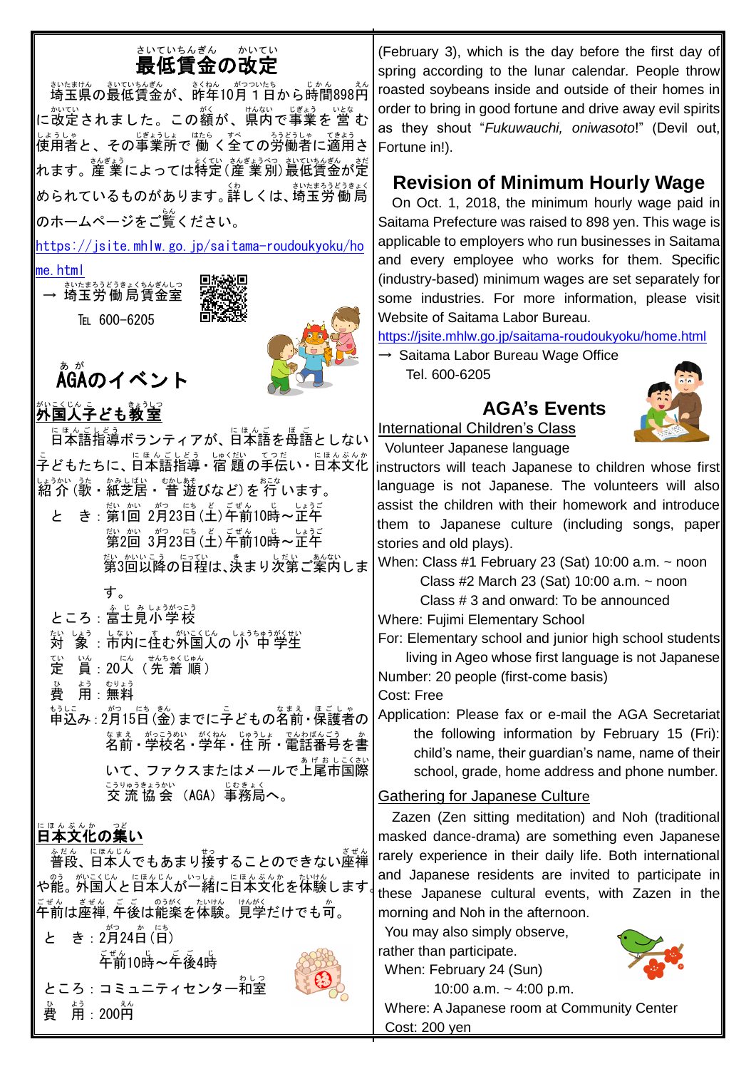## 最低賃金の改定

埼玉県の最低賃金が、昨年10月１日から時間898円に改定されました。この額が、県内で事業を営む使用者と、その事業所で働く全ての労働者に適用されます。産業によっては特定（産業別）最低賃金が定められているものがあります。詳しくは、埼玉労働局のホームページをご覧ください。

https://jsite.mhlw.go.jp/saitama-roudoukyoku/home.html

→ 埼玉労働局賃金室

℡ 600-6205

## AGAのイベント

### 外国人子ども教室

日本語指導ボランティアが、日本語を母語としない子どもたちに、日本語指導・宿題の手伝い・日本文化紹介（歌・紙芝居・昔遊びなど）を行います。

と　き：第1回 2月23日（土）午前10時～正午
　　　　第2回 3月23日（土）午前10時～正午
　　　　第3回以降の日程は､決まり次第ご案内します。

ところ：富士見小学校

対　象：市内に住む外国人の小中学生

定　員：20人（先着順）

費　用：無料

申込み：2月15日（金）までに子どもの名前・保護者の名前・学校名・学年・住所・電話番号を書いて、ファクスまたはメールで上尾市国際交流協会（AGA）事務局へ。

### 日本文化の集い

普段、日本人でもあまり接することのできない座禅や能。外国人と日本人が一緒に日本文化を体験します。午前は座禅､午後は能楽を体験。見学だけでも可。

と　き：2月24日（日）
　　　　午前10時～午後4時

ところ：コミュニティセンター和室

費　用：200円

(February 3), which is the day before the first day of spring according to the lunar calendar. People throw roasted soybeans inside and outside of their homes in order to bring in good fortune and drive away evil spirits as they shout "*Fukuwauchi, oniwasoto*!" (Devil out, Fortune in!).

## Revision of Minimum Hourly Wage

On Oct. 1, 2018, the minimum hourly wage paid in Saitama Prefecture was raised to 898 yen. This wage is applicable to employers who run businesses in Saitama and every employee who works for them. Specific (industry-based) minimum wages are set separately for some industries. For more information, please visit Website of Saitama Labor Bureau.

https://jsite.mhlw.go.jp/saitama-roudoukyoku/home.html

→ Saitama Labor Bureau Wage Office
Tel. 600-6205

## AGA's Events

### International Children's Class

Volunteer Japanese language instructors will teach Japanese to children whose first language is not Japanese. The volunteers will also assist the children with their homework and introduce them to Japanese culture (including songs, paper stories and old plays).

When: Class #1 February 23 (Sat) 10:00 a.m. ~ noon
　　Class #2 March 23 (Sat) 10:00 a.m. ~ noon
　　Class # 3 and onward: To be announced

Where: Fujimi Elementary School

For: Elementary school and junior high school students living in Ageo whose first language is not Japanese

Number: 20 people (first-come basis)

Cost: Free

Application: Please fax or e-mail the AGA Secretariat the following information by February 15 (Fri): child's name, their guardian's name, name of their school, grade, home address and phone number.

### Gathering for Japanese Culture

Zazen (Zen sitting meditation) and Noh (traditional masked dance-drama) are something even Japanese rarely experience in their daily life. Both international and Japanese residents are invited to participate in these Japanese cultural events, with Zazen in the morning and Noh in the afternoon.

You may also simply observe, rather than participate.

When: February 24 (Sun)
　　10:00 a.m. ~ 4:00 p.m.

Where: A Japanese room at Community Center

Cost: 200 yen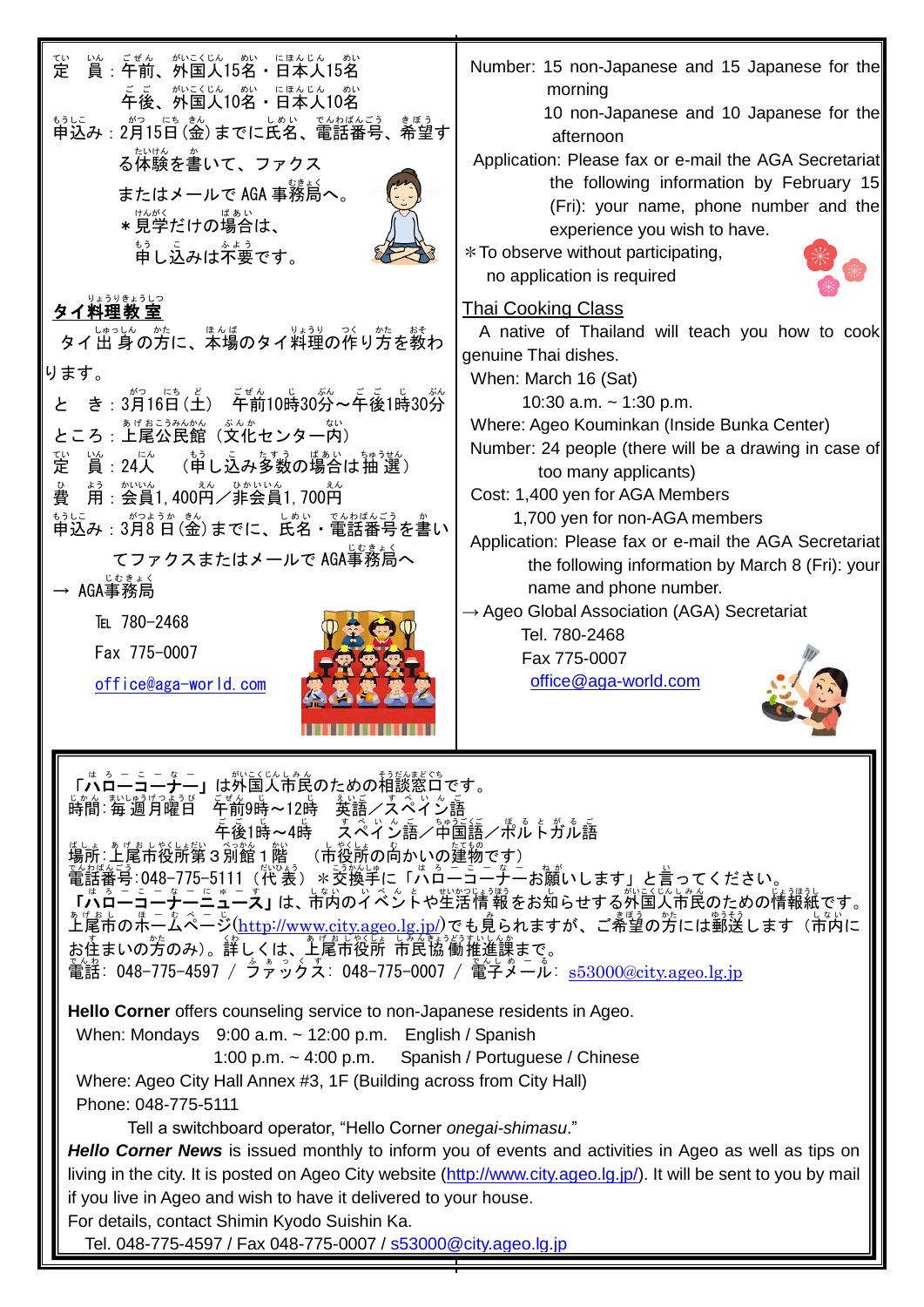定　員：午前、外国人15名・日本人15名
　　　　午後、外国人10名・日本人10名
申込み：2月15日（金）までに氏名、電話番号、希望する体験を書いて、ファクスまたはメールで AGA 事務局へ。
＊見学だけの場合は、申し込みは不要です。

Number: 15 non-Japanese and 15 Japanese for the morning
10 non-Japanese and 10 Japanese for the afternoon

Application: Please fax or e-mail the AGA Secretariat the following information by February 15 (Fri): your name, phone number and the experience you wish to have.

＊To observe without participating, no application is required

## タイ料理教室

タイ出身の方に、本場のタイ料理の作り方を教わります。

と　き：3月16日（土）　午前10時30分～午後1時30分
ところ：上尾公民館（文化センター内）
定　員：24人　（申し込み多数の場合は抽選）
費　用：会員1,400円／非会員1,700円
申込み：3月8日（金）までに、氏名・電話番号を書いてファクスまたはメールで AGA事務局へ
→ AGA事務局
TEL 780-2468
Fax 775-0007
office@aga-world.com

## Thai Cooking Class

A native of Thailand will teach you how to cook genuine Thai dishes.

When: March 16 (Sat)
10:30 a.m. ~ 1:30 p.m.
Where: Ageo Kouminkan (Inside Bunka Center)
Number: 24 people (there will be a drawing in case of too many applicants)
Cost: 1,400 yen for AGA Members
1,700 yen for non-AGA members
Application: Please fax or e-mail the AGA Secretariat the following information by March 8 (Fri): your name and phone number.
→ Ageo Global Association (AGA) Secretariat
Tel. 780-2468
Fax 775-0007
office@aga-world.com

---

「ハローコーナー」は外国人市民のための相談窓口です。
時間：毎週月曜日　午前9時～12時　英語／スペイン語
　　　　　　　　　午後1時～4時　スペイン語／中国語／ポルトガル語
場所：上尾市役所第３別館１階　（市役所の向かいの建物です）
電話番号：048-775-5111（代表）＊交換手に「ハローコーナーお願いします」と言ってください。
**「ハローコーナーニュース」**は、市内のイベントや生活情報をお知らせする外国人市民のための情報紙です。上尾市のホームページ(http://www.city.ageo.lg.jp/)でも見られますが、ご希望の方には郵送します（市内にお住まいの方のみ）。詳しくは、上尾市役所 市民協働推進課まで。
電話：048-775-4597 / ファックス：048-775-0007 / 電子メール：s53000@city.ageo.lg.jp

**Hello Corner** offers counseling service to non-Japanese residents in Ageo.
When: Mondays　9:00 a.m. ~ 12:00 p.m.　English / Spanish
　　　　　　　1:00 p.m. ~ 4:00 p.m.　Spanish / Portuguese / Chinese
Where: Ageo City Hall Annex #3, 1F (Building across from City Hall)
Phone: 048-775-5111
Tell a switchboard operator, "Hello Corner *onegai-shimasu*."
***Hello Corner News*** is issued monthly to inform you of events and activities in Ageo as well as tips on living in the city. It is posted on Ageo City website (http://www.city.ageo.lg.jp/). It will be sent to you by mail if you live in Ageo and wish to have it delivered to your house.
For details, contact Shimin Kyodo Suishin Ka.
Tel. 048-775-4597 / Fax 048-775-0007 / s53000@city.ageo.lg.jp